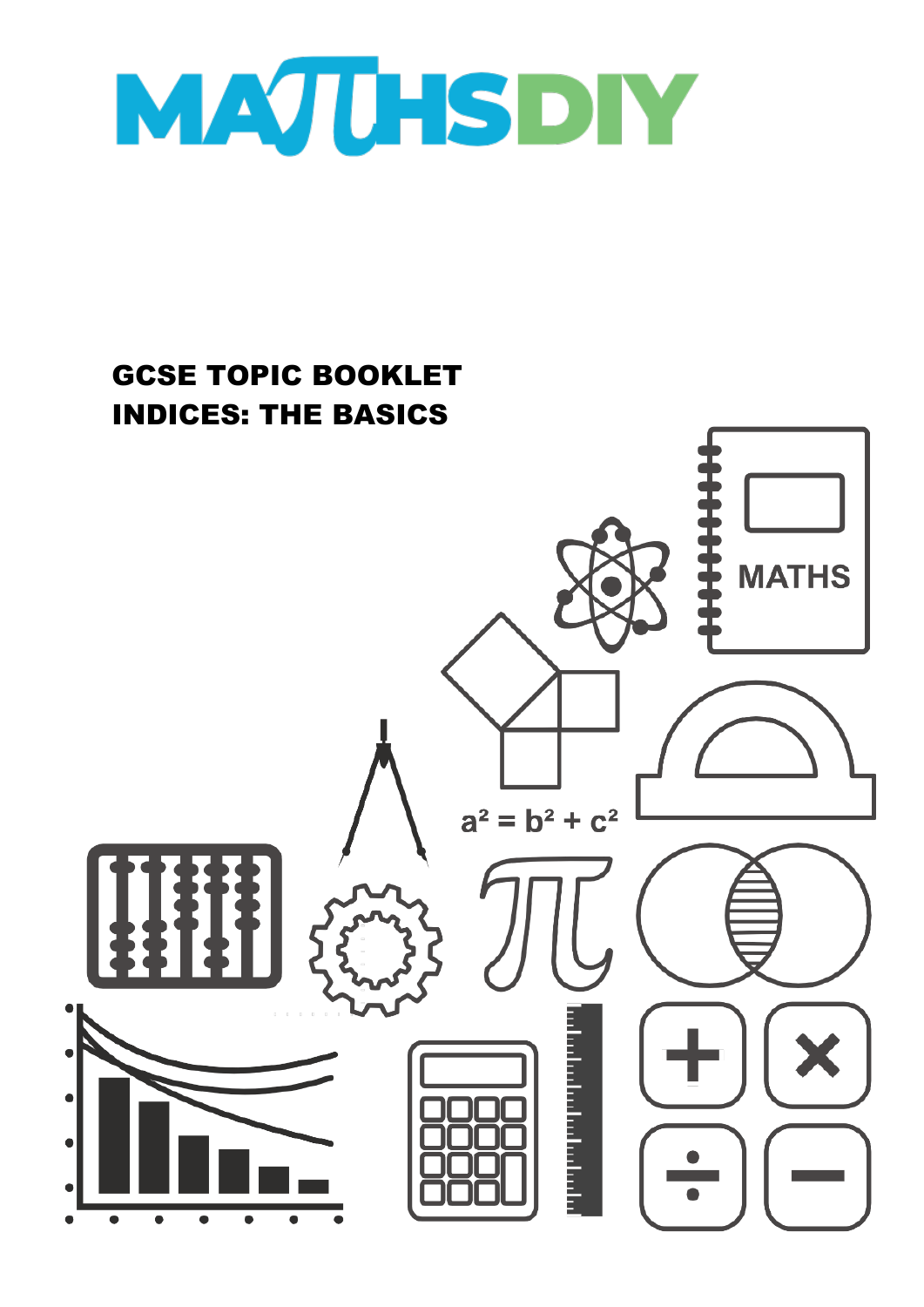# MATHSDIY

## GCSE TOPIC BOOKLET
## INDICES: THE BASICS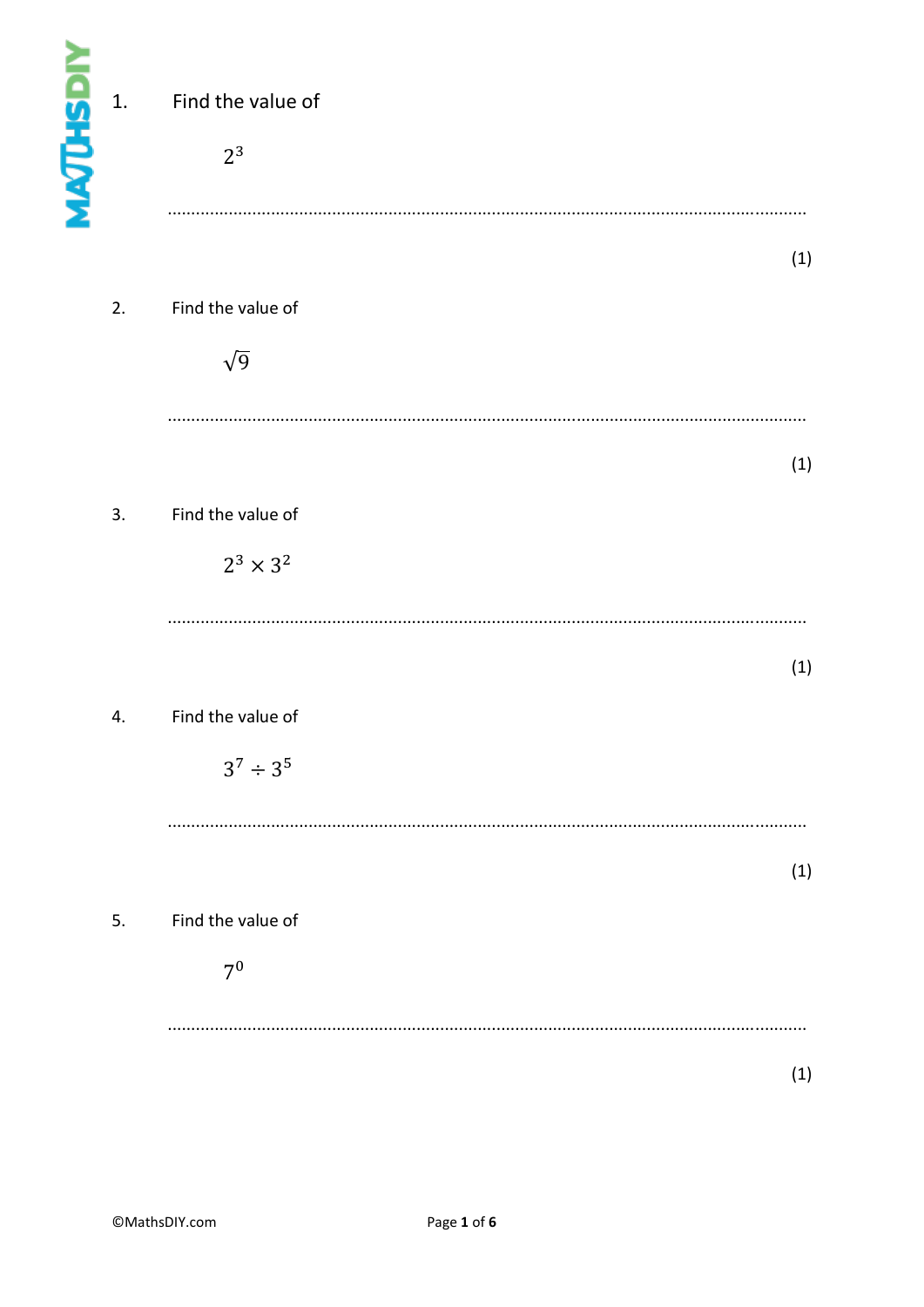1. Find the value of

   $2^3$

   ..............................................................................................................................................

   (1)

2. Find the value of

   $\sqrt{9}$

   ..............................................................................................................................................

   (1)

3. Find the value of

   $2^3 \times 3^2$

   ..............................................................................................................................................

   (1)

4. Find the value of

   $3^7 \div 3^5$

   ..............................................................................................................................................

   (1)

5. Find the value of

   $7^0$

   ..............................................................................................................................................

   (1)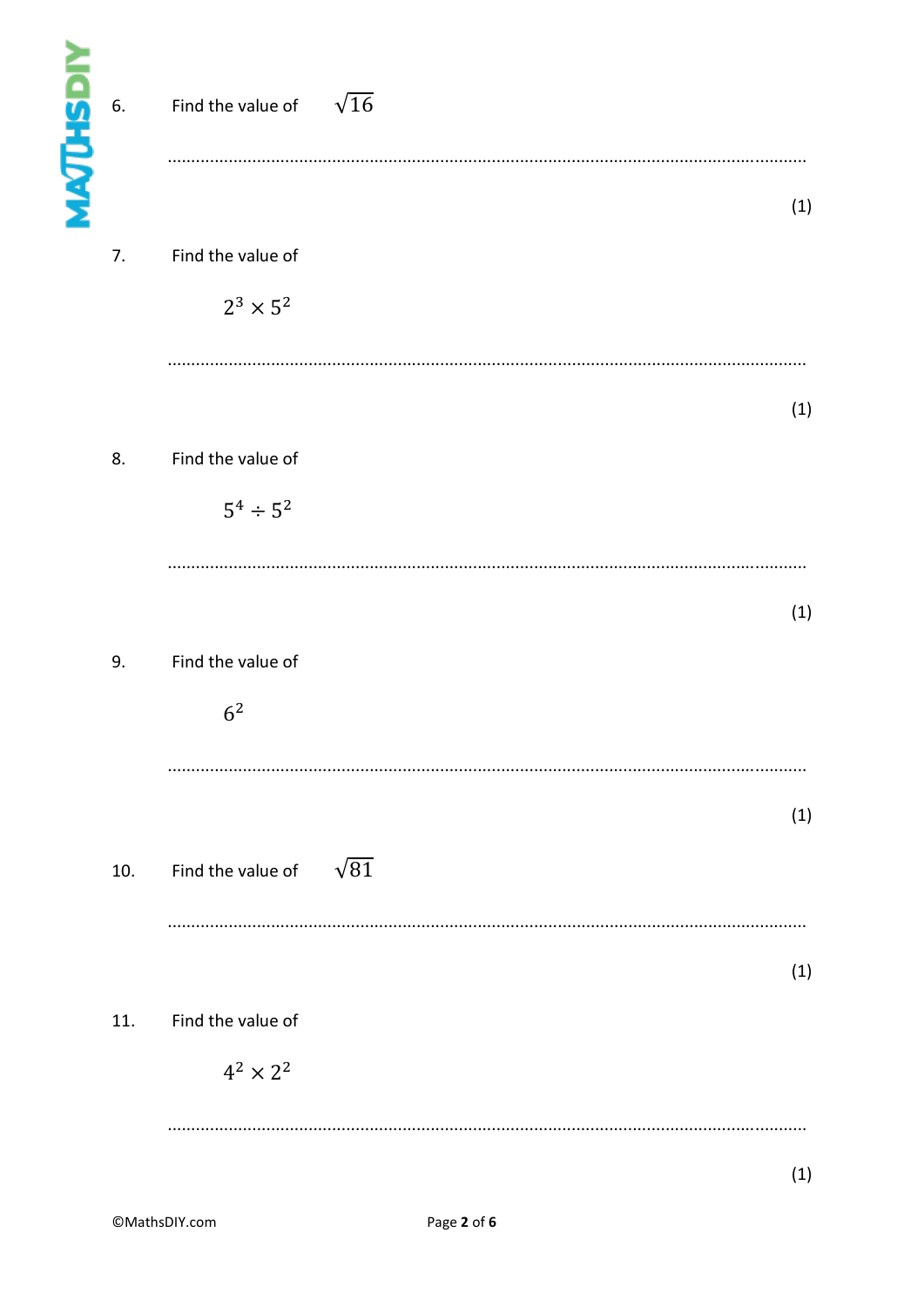6. Find the value of $\sqrt{16}$

.......................................................................................................................................

(1)

7. Find the value of

$$2^3 \times 5^2$$

.......................................................................................................................................

(1)

8. Find the value of

$$5^4 \div 5^2$$

.......................................................................................................................................

(1)

9. Find the value of

$$6^2$$

.......................................................................................................................................

(1)

10. Find the value of $\sqrt{81}$

.......................................................................................................................................

(1)

11. Find the value of

$$4^2 \times 2^2$$

.......................................................................................................................................

(1)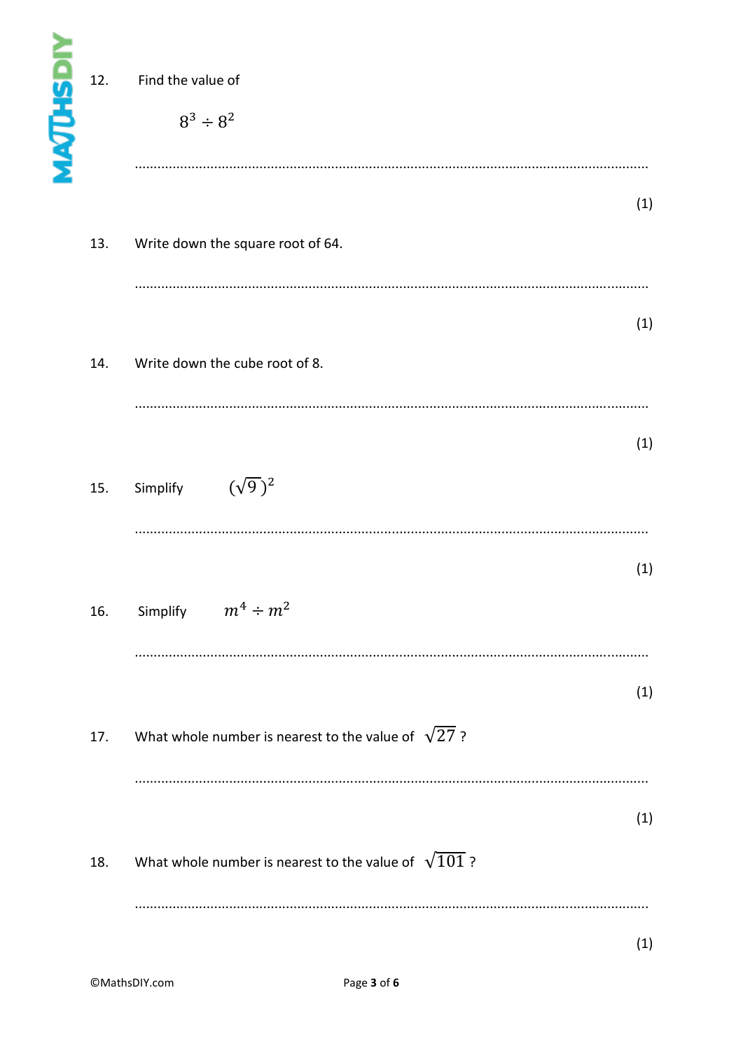12. Find the value of

$$8^3 \div 8^2$$

.......................................................................................................................................

(1)

13. Write down the square root of 64.

.......................................................................................................................................

(1)

14. Write down the cube root of 8.

.......................................................................................................................................

(1)

15. Simplify $(\sqrt{9})^2$

.......................................................................................................................................

(1)

16. Simplify $m^4 \div m^2$

.......................................................................................................................................

(1)

17. What whole number is nearest to the value of $\sqrt{27}$ ?

.......................................................................................................................................

(1)

18. What whole number is nearest to the value of $\sqrt{101}$ ?

.......................................................................................................................................

(1)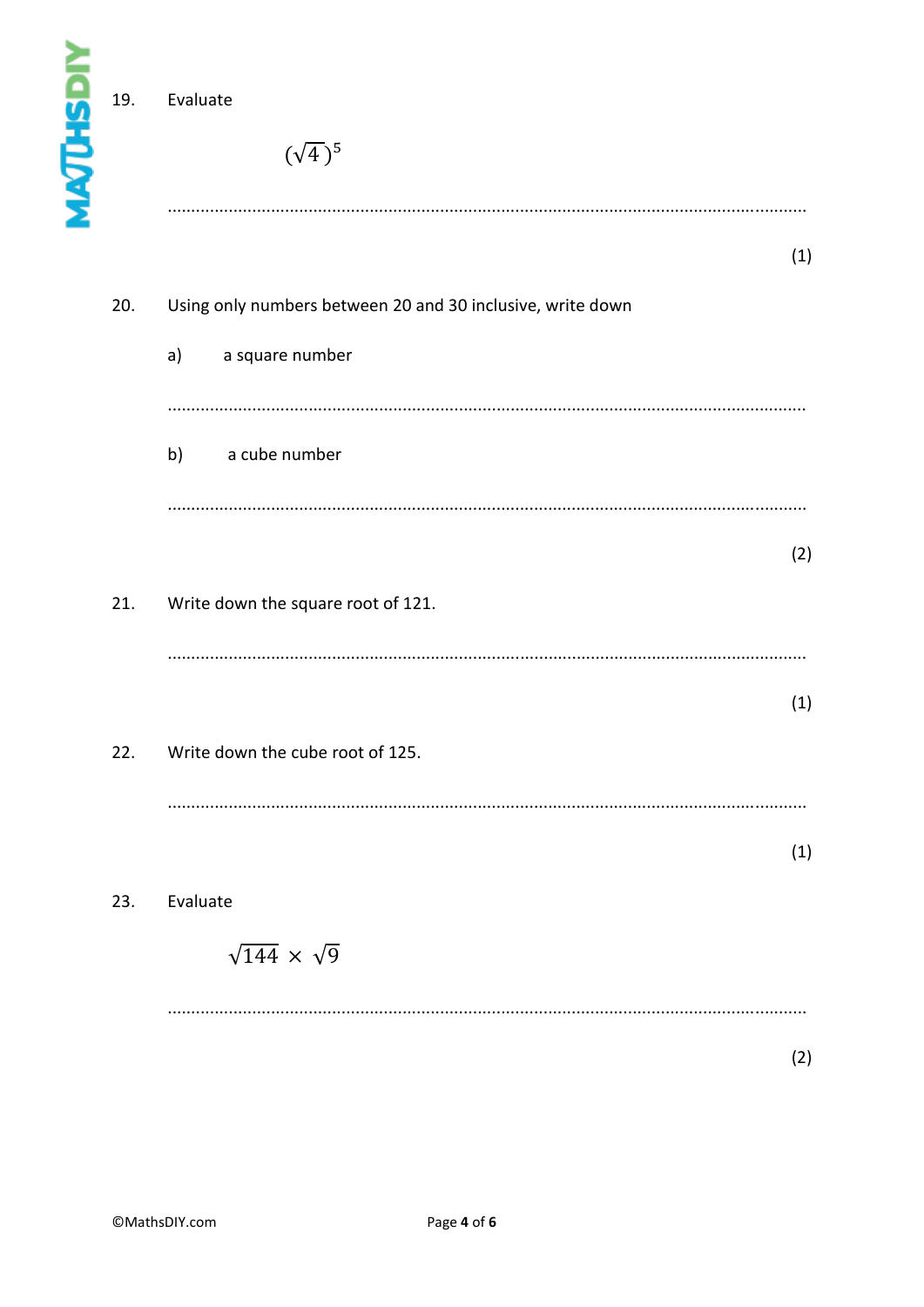19. Evaluate

$$(\sqrt{4})^5$$

.......................................................................................................................................

(1)

20. Using only numbers between 20 and 30 inclusive, write down

a) a square number

.......................................................................................................................................

b) a cube number

.......................................................................................................................................

(2)

21. Write down the square root of 121.

.......................................................................................................................................

(1)

22. Write down the cube root of 125.

.......................................................................................................................................

(1)

23. Evaluate

$$\sqrt{144} \times \sqrt{9}$$

.......................................................................................................................................

(2)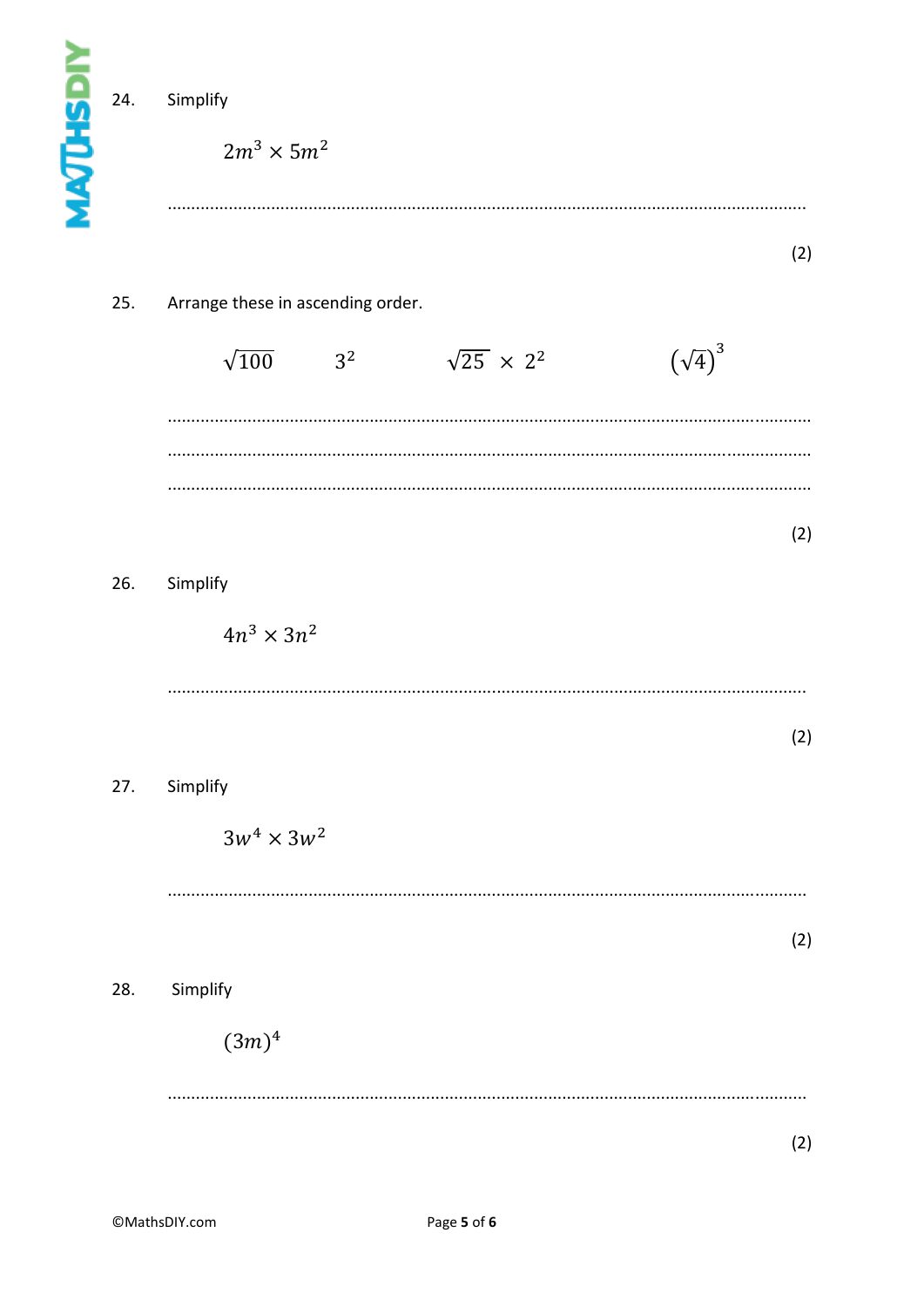24. Simplify

$$2m^3 \times 5m^2$$

.......................................................................................................................................

(2)

25. Arrange these in ascending order.

$$\sqrt{100} \qquad 3^2 \qquad \sqrt{25} \times 2^2 \qquad \left(\sqrt{4}\right)^3$$

.......................................................................................................................................

.......................................................................................................................................

.......................................................................................................................................

(2)

26. Simplify

$$4n^3 \times 3n^2$$

.......................................................................................................................................

(2)

27. Simplify

$$3w^4 \times 3w^2$$

.......................................................................................................................................

(2)

28. Simplify

$$(3m)^4$$

.......................................................................................................................................

(2)

©MathsDIY.com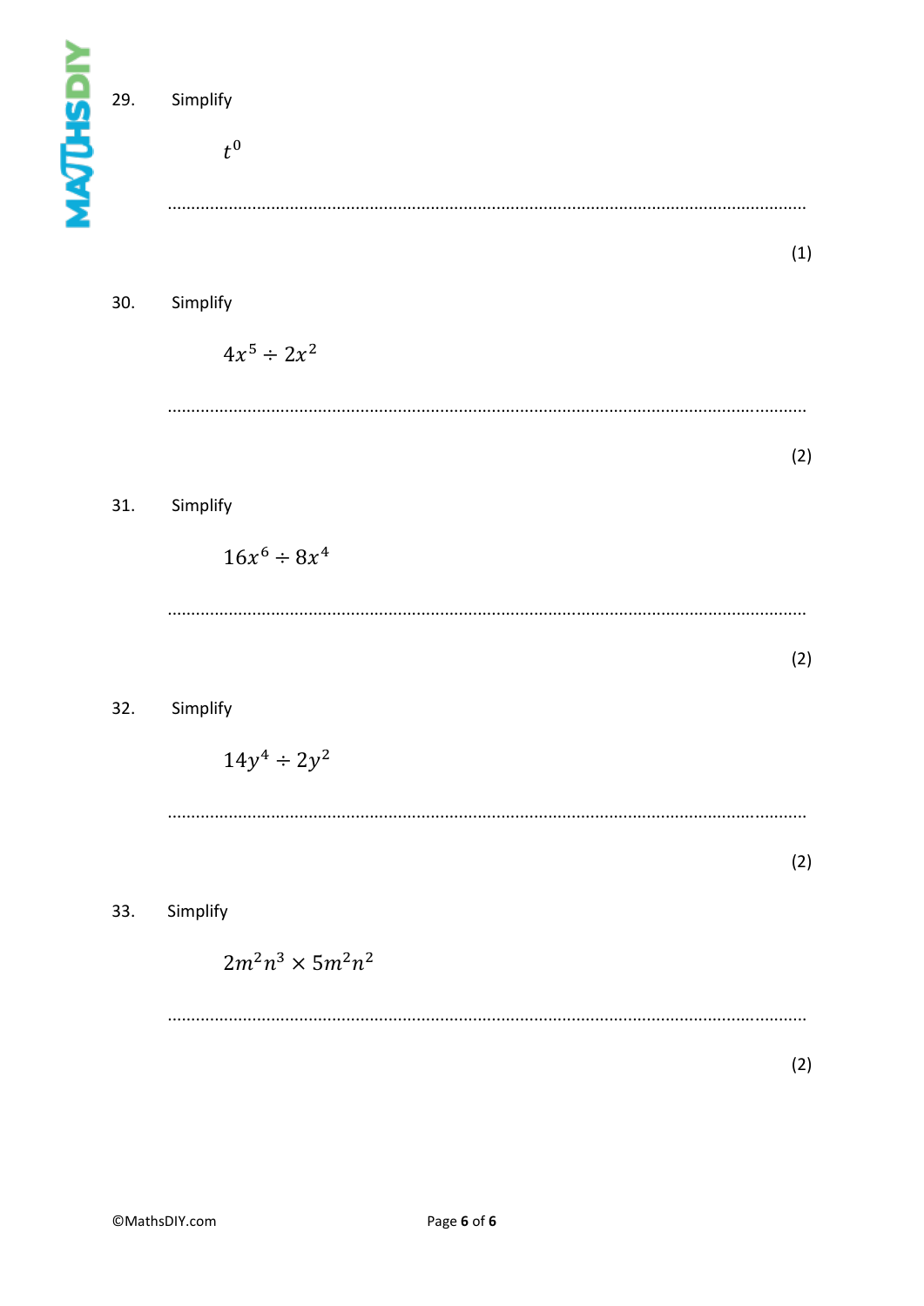29. Simplify

$$t^0$$

..............................................................................................................................................

(1)

30. Simplify

$$4x^5 \div 2x^2$$

..............................................................................................................................................

(2)

31. Simplify

$$16x^6 \div 8x^4$$

..............................................................................................................................................

(2)

32. Simplify

$$14y^4 \div 2y^2$$

..............................................................................................................................................

(2)

33. Simplify

$$2m^2n^3 \times 5m^2n^2$$

..............................................................................................................................................

(2)

©MathsDIY.com